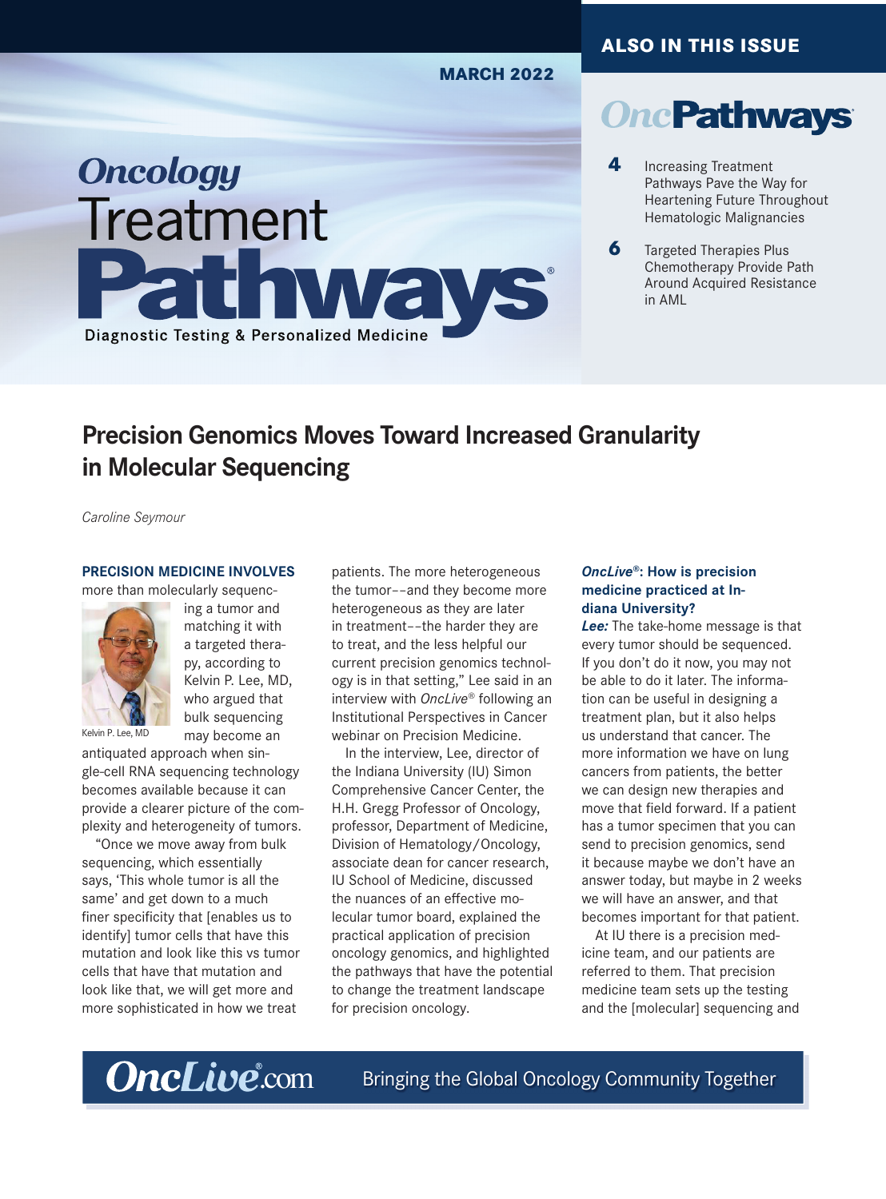MARCH 2022

# Oncology Treatment Pathways®

Diagnostic Testing & Personalized Medicine

## ALSO IN THIS ISSUE

**OncPathways**

**4** Increasing Treatment Pathways Pave the Way for Heartening Future Throughout Hematologic Malignancies

**6** Targeted Therapies Plus Chemotherapy Provide Path Around Acquired Resistance in AML

# Precision Genomics Moves Toward Increased Granularity in Molecular Sequencing

*Caroline Seymour*

**PRECISION MEDICINE INVOLVES** more than molecularly sequencing a tumor and matching it with a targeted therapy, according to Kelvin P. Lee, MD, who argued that bulk sequencing may become an antiquated approach when single-cell RNA sequencing technology becomes available because it can provide a clearer picture of the complexity and heterogeneity of tumors.

Kelvin P. Lee, MD

"Once we move away from bulk sequencing, which essentially says, 'This whole tumor is all the same' and get down to a much finer specificity that [enables us to identify] tumor cells that have this mutation and look like this vs tumor cells that have that mutation and look like that, we will get more and more sophisticated in how we treat patients. The more heterogeneous the tumor––and they become more heterogeneous as they are later in treatment––the harder they are to treat, and the less helpful our current precision genomics technology is in that setting," Lee said in an interview with *OncLive*® following an Institutional Perspectives in Cancer webinar on Precision Medicine.

In the interview, Lee, director of the Indiana University (IU) Simon Comprehensive Cancer Center, the H.H. Gregg Professor of Oncology, professor, Department of Medicine, Division of Hematology/Oncology, associate dean for cancer research, IU School of Medicine, discussed the nuances of an effective molecular tumor board, explained the practical application of precision oncology genomics, and highlighted the pathways that have the potential to change the treatment landscape for precision oncology.

***OncLive*®: How is precision medicine practiced at Indiana University?**

***Lee:*** The take-home message is that every tumor should be sequenced. If you don't do it now, you may not be able to do it later. The information can be useful in designing a treatment plan, but it also helps us understand that cancer. The more information we have on lung cancers from patients, the better we can design new therapies and move that field forward. If a patient has a tumor specimen that you can send to precision genomics, send it because maybe we don't have an answer today, but maybe in 2 weeks we will have an answer, and that becomes important for that patient.

At IU there is a precision medicine team, and our patients are referred to them. That precision medicine team sets up the testing and the [molecular] sequencing and

**OncLive®.com** Bringing the Global Oncology Community Together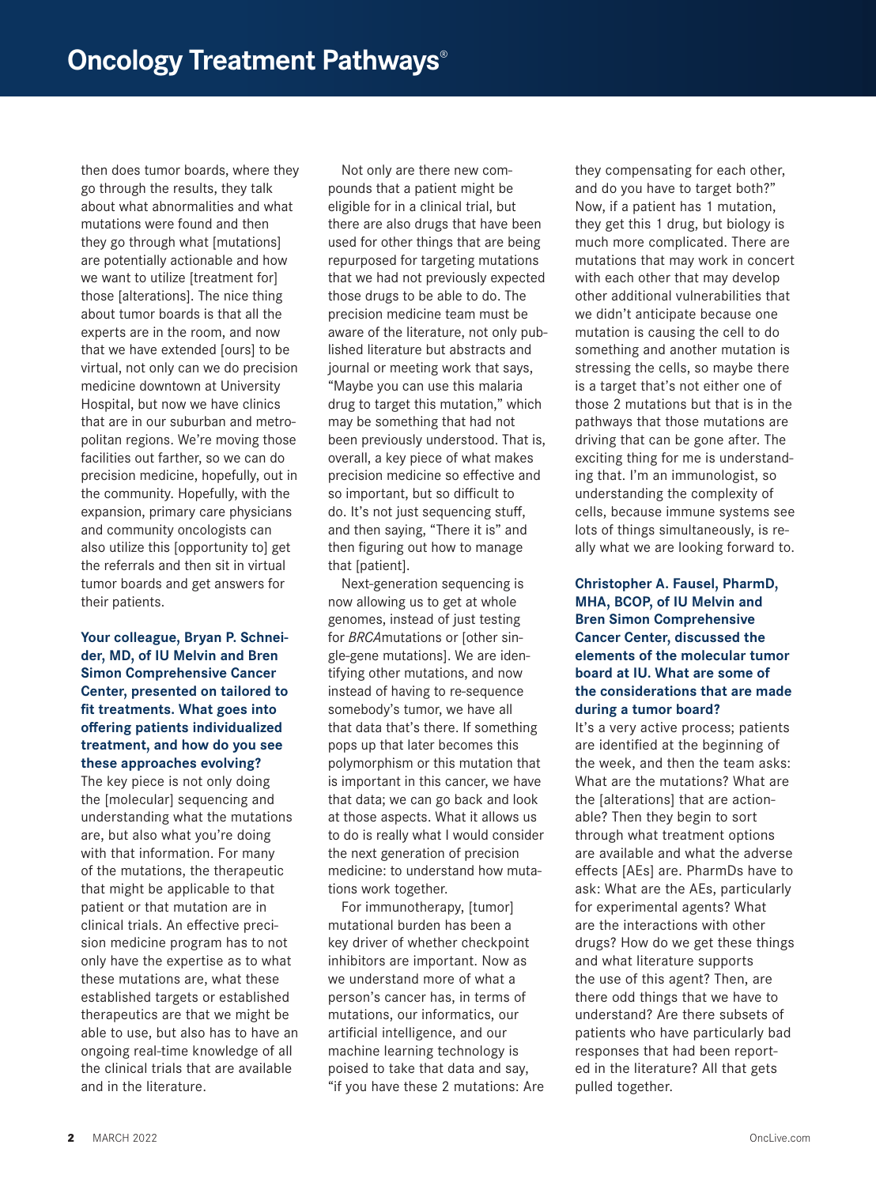then does tumor boards, where they go through the results, they talk about what abnormalities and what mutations were found and then they go through what [mutations] are potentially actionable and how we want to utilize [treatment for] those [alterations]. The nice thing about tumor boards is that all the experts are in the room, and now that we have extended [ours] to be virtual, not only can we do precision medicine downtown at University Hospital, but now we have clinics that are in our suburban and metropolitan regions. We're moving those facilities out farther, so we can do precision medicine, hopefully, out in the community. Hopefully, with the expansion, primary care physicians and community oncologists can also utilize this [opportunity to] get the referrals and then sit in virtual tumor boards and get answers for their patients.

**Your colleague, Bryan P. Schneider, MD, of IU Melvin and Bren Simon Comprehensive Cancer Center, presented on tailored to fit treatments. What goes into offering patients individualized treatment, and how do you see these approaches evolving?**

The key piece is not only doing the [molecular] sequencing and understanding what the mutations are, but also what you're doing with that information. For many of the mutations, the therapeutic that might be applicable to that patient or that mutation are in clinical trials. An effective precision medicine program has to not only have the expertise as to what these mutations are, what these established targets or established therapeutics are that we might be able to use, but also has to have an ongoing real-time knowledge of all the clinical trials that are available and in the literature.

Not only are there new compounds that a patient might be eligible for in a clinical trial, but there are also drugs that have been used for other things that are being repurposed for targeting mutations that we had not previously expected those drugs to be able to do. The precision medicine team must be aware of the literature, not only published literature but abstracts and journal or meeting work that says, "Maybe you can use this malaria drug to target this mutation," which may be something that had not been previously understood. That is, overall, a key piece of what makes precision medicine so effective and so important, but so difficult to do. It's not just sequencing stuff, and then saying, "There it is" and then figuring out how to manage that [patient].

Next-generation sequencing is now allowing us to get at whole genomes, instead of just testing for *BRCA*mutations or [other single-gene mutations]. We are identifying other mutations, and now instead of having to re-sequence somebody's tumor, we have all that data that's there. If something pops up that later becomes this polymorphism or this mutation that is important in this cancer, we have that data; we can go back and look at those aspects. What it allows us to do is really what I would consider the next generation of precision medicine: to understand how mutations work together.

For immunotherapy, [tumor] mutational burden has been a key driver of whether checkpoint inhibitors are important. Now as we understand more of what a person's cancer has, in terms of mutations, our informatics, our artificial intelligence, and our machine learning technology is poised to take that data and say, "if you have these 2 mutations: Are they compensating for each other, and do you have to target both?" Now, if a patient has 1 mutation, they get this 1 drug, but biology is much more complicated. There are mutations that may work in concert with each other that may develop other additional vulnerabilities that we didn't anticipate because one mutation is causing the cell to do something and another mutation is stressing the cells, so maybe there is a target that's not either one of those 2 mutations but that is in the pathways that those mutations are driving that can be gone after. The exciting thing for me is understanding that. I'm an immunologist, so understanding the complexity of cells, because immune systems see lots of things simultaneously, is really what we are looking forward to.

**Christopher A. Fausel, PharmD, MHA, BCOP, of IU Melvin and Bren Simon Comprehensive Cancer Center, discussed the elements of the molecular tumor board at IU. What are some of the considerations that are made during a tumor board?**

It's a very active process; patients are identified at the beginning of the week, and then the team asks: What are the mutations? What are the [alterations] that are actionable? Then they begin to sort through what treatment options are available and what the adverse effects [AEs] are. PharmDs have to ask: What are the AEs, particularly for experimental agents? What are the interactions with other drugs? How do we get these things and what literature supports the use of this agent? Then, are there odd things that we have to understand? Are there subsets of patients who have particularly bad responses that had been reported in the literature? All that gets pulled together.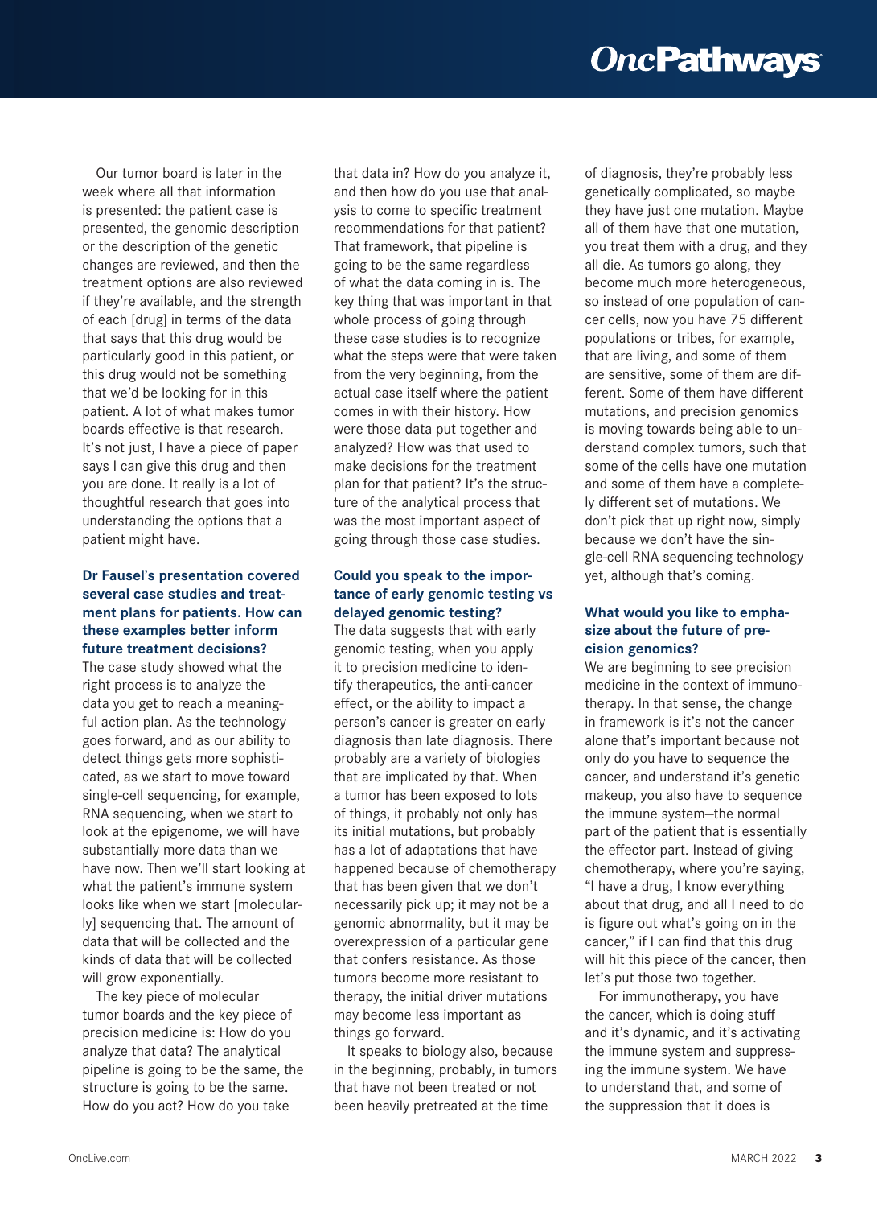Our tumor board is later in the week where all that information is presented: the patient case is presented, the genomic description or the description of the genetic changes are reviewed, and then the treatment options are also reviewed if they're available, and the strength of each [drug] in terms of the data that says that this drug would be particularly good in this patient, or this drug would not be something that we'd be looking for in this patient. A lot of what makes tumor boards effective is that research. It's not just, I have a piece of paper says I can give this drug and then you are done. It really is a lot of thoughtful research that goes into understanding the options that a patient might have.

**Dr Fausel's presentation covered several case studies and treatment plans for patients. How can these examples better inform future treatment decisions?**

The case study showed what the right process is to analyze the data you get to reach a meaningful action plan. As the technology goes forward, and as our ability to detect things gets more sophisticated, as we start to move toward single-cell sequencing, for example, RNA sequencing, when we start to look at the epigenome, we will have substantially more data than we have now. Then we'll start looking at what the patient's immune system looks like when we start [molecularly] sequencing that. The amount of data that will be collected and the kinds of data that will be collected will grow exponentially.

The key piece of molecular tumor boards and the key piece of precision medicine is: How do you analyze that data? The analytical pipeline is going to be the same, the structure is going to be the same. How do you act? How do you take that data in? How do you analyze it, and then how do you use that analysis to come to specific treatment recommendations for that patient? That framework, that pipeline is going to be the same regardless of what the data coming in is. The key thing that was important in that whole process of going through these case studies is to recognize what the steps were that were taken from the very beginning, from the actual case itself where the patient comes in with their history. How were those data put together and analyzed? How was that used to make decisions for the treatment plan for that patient? It's the structure of the analytical process that was the most important aspect of going through those case studies.

**Could you speak to the importance of early genomic testing vs delayed genomic testing?**

The data suggests that with early genomic testing, when you apply it to precision medicine to identify therapeutics, the anti-cancer effect, or the ability to impact a person's cancer is greater on early diagnosis than late diagnosis. There probably are a variety of biologies that are implicated by that. When a tumor has been exposed to lots of things, it probably not only has its initial mutations, but probably has a lot of adaptations that have happened because of chemotherapy that has been given that we don't necessarily pick up; it may not be a genomic abnormality, but it may be overexpression of a particular gene that confers resistance. As those tumors become more resistant to therapy, the initial driver mutations may become less important as things go forward.

It speaks to biology also, because in the beginning, probably, in tumors that have not been treated or not been heavily pretreated at the time of diagnosis, they're probably less genetically complicated, so maybe they have just one mutation. Maybe all of them have that one mutation, you treat them with a drug, and they all die. As tumors go along, they become much more heterogeneous, so instead of one population of cancer cells, now you have 75 different populations or tribes, for example, that are living, and some of them are sensitive, some of them are different. Some of them have different mutations, and precision genomics is moving towards being able to understand complex tumors, such that some of the cells have one mutation and some of them have a completely different set of mutations. We don't pick that up right now, simply because we don't have the single-cell RNA sequencing technology yet, although that's coming.

**What would you like to emphasize about the future of precision genomics?**

We are beginning to see precision medicine in the context of immunotherapy. In that sense, the change in framework is it's not the cancer alone that's important because not only do you have to sequence the cancer, and understand it's genetic makeup, you also have to sequence the immune system—the normal part of the patient that is essentially the effector part. Instead of giving chemotherapy, where you're saying, "I have a drug, I know everything about that drug, and all I need to do is figure out what's going on in the cancer," if I can find that this drug will hit this piece of the cancer, then let's put those two together.

For immunotherapy, you have the cancer, which is doing stuff and it's dynamic, and it's activating the immune system and suppressing the immune system. We have to understand that, and some of the suppression that it does is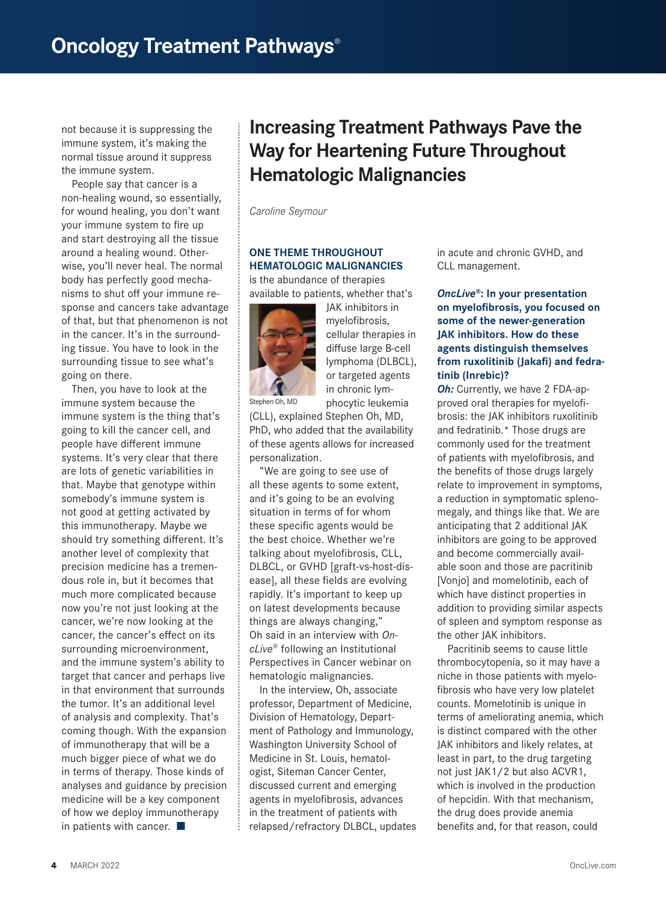not because it is suppressing the immune system, it's making the normal tissue around it suppress the immune system.

People say that cancer is a non-healing wound, so essentially, for wound healing, you don't want your immune system to fire up and start destroying all the tissue around a healing wound. Otherwise, you'll never heal. The normal body has perfectly good mechanisms to shut off your immune response and cancers take advantage of that, but that phenomenon is not in the cancer. It's in the surrounding tissue. You have to look in the surrounding tissue to see what's going on there.

Then, you have to look at the immune system because the immune system is the thing that's going to kill the cancer cell, and people have different immune systems. It's very clear that there are lots of genetic variabilities in that. Maybe that genotype within somebody's immune system is not good at getting activated by this immunotherapy. Maybe we should try something different. It's another level of complexity that precision medicine has a tremendous role in, but it becomes that much more complicated because now you're not just looking at the cancer, we're now looking at the cancer, the cancer's effect on its surrounding microenvironment, and the immune system's ability to target that cancer and perhaps live in that environment that surrounds the tumor. It's an additional level of analysis and complexity. That's coming though. With the expansion of immunotherapy that will be a much bigger piece of what we do in terms of therapy. Those kinds of analyses and guidance by precision medicine will be a key component of how we deploy immunotherapy in patients with cancer. ■

# Increasing Treatment Pathways Pave the Way for Heartening Future Throughout Hematologic Malignancies

*Caroline Seymour*

**ONE THEME THROUGHOUT HEMATOLOGIC MALIGNANCIES** is the abundance of therapies available to patients, whether that's JAK inhibitors in myelofibrosis, cellular therapies in diffuse large B-cell lymphoma (DLBCL), or targeted agents in chronic lymphocytic leukemia (CLL), explained Stephen Oh, MD, PhD, who added that the availability of these agents allows for increased personalization.

Stephen Oh, MD

"We are going to see use of all these agents to some extent, and it's going to be an evolving situation in terms of for whom these specific agents would be the best choice. Whether we're talking about myelofibrosis, CLL, DLBCL, or GVHD [graft-vs-host-disease], all these fields are evolving rapidly. It's important to keep up on latest developments because things are always changing," Oh said in an interview with *OncLive*® following an Institutional Perspectives in Cancer webinar on hematologic malignancies.

In the interview, Oh, associate professor, Department of Medicine, Division of Hematology, Department of Pathology and Immunology, Washington University School of Medicine in St. Louis, hematologist, Siteman Cancer Center, discussed current and emerging agents in myelofibrosis, advances in the treatment of patients with relapsed/refractory DLBCL, updates in acute and chronic GVHD, and CLL management.

***OncLive*®: In your presentation on myelofibrosis, you focused on some of the newer-generation JAK inhibitors. How do these agents distinguish themselves from ruxolitinib (Jakafi) and fedratinib (Inrebic)?**

***Oh:*** Currently, we have 2 FDA-approved oral therapies for myelofibrosis: the JAK inhibitors ruxolitinib and fedratinib.* Those drugs are commonly used for the treatment of patients with myelofibrosis, and the benefits of those drugs largely relate to improvement in symptoms, a reduction in symptomatic splenomegaly, and things like that. We are anticipating that 2 additional JAK inhibitors are going to be approved and become commercially available soon and those are pacritinib [Vonjo] and momelotinib, each of which have distinct properties in addition to providing similar aspects of spleen and symptom response as the other JAK inhibitors.

Pacritinib seems to cause little thrombocytopenia, so it may have a niche in those patients with myelofibrosis who have very low platelet counts. Momelotinib is unique in terms of ameliorating anemia, which is distinct compared with the other JAK inhibitors and likely relates, at least in part, to the drug targeting not just JAK1/2 but also ACVR1, which is involved in the production of hepcidin. With that mechanism, the drug does provide anemia benefits and, for that reason, could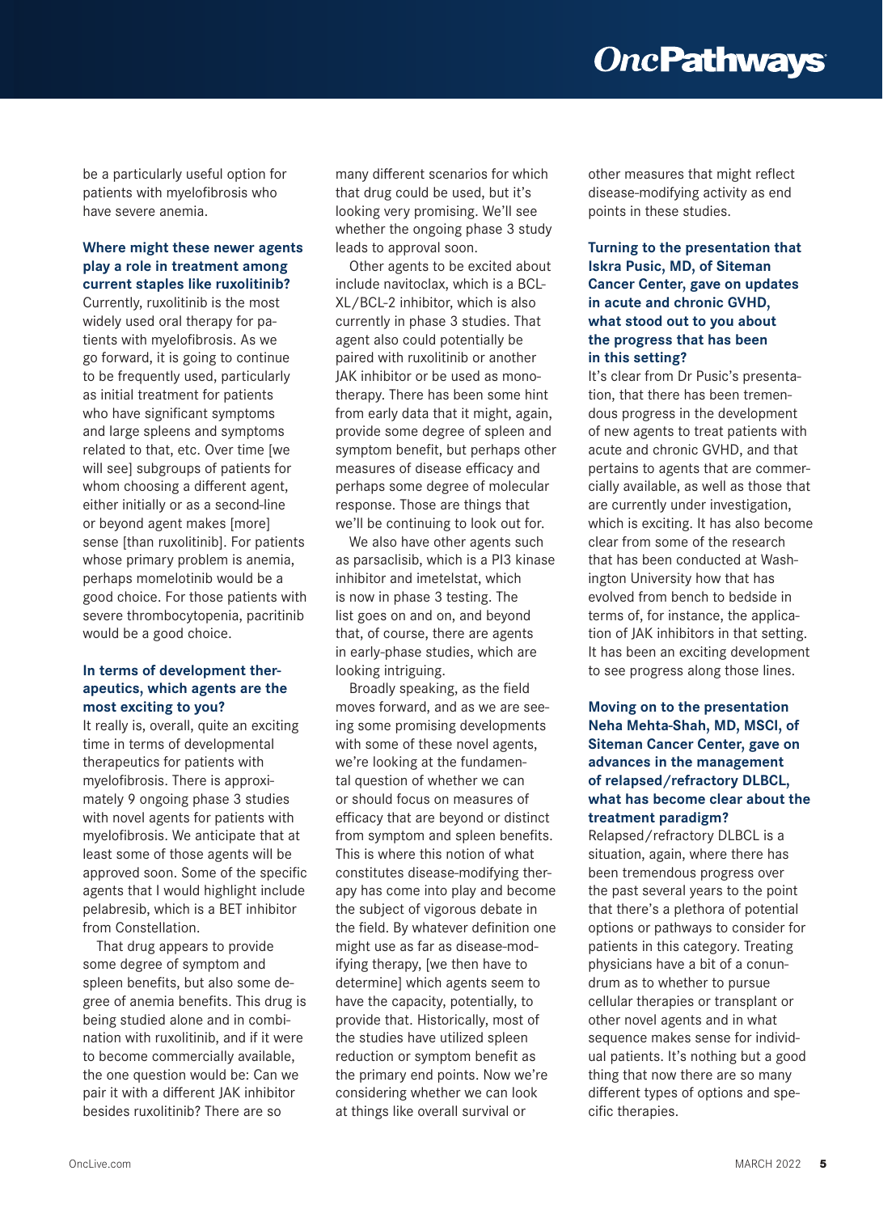be a particularly useful option for patients with myelofibrosis who have severe anemia.

**Where might these newer agents play a role in treatment among current staples like ruxolitinib?**

Currently, ruxolitinib is the most widely used oral therapy for patients with myelofibrosis. As we go forward, it is going to continue to be frequently used, particularly as initial treatment for patients who have significant symptoms and large spleens and symptoms related to that, etc. Over time [we will see] subgroups of patients for whom choosing a different agent, either initially or as a second-line or beyond agent makes [more] sense [than ruxolitinib]. For patients whose primary problem is anemia, perhaps momelotinib would be a good choice. For those patients with severe thrombocytopenia, pacritinib would be a good choice.

**In terms of development therapeutics, which agents are the most exciting to you?**

It really is, overall, quite an exciting time in terms of developmental therapeutics for patients with myelofibrosis. There is approximately 9 ongoing phase 3 studies with novel agents for patients with myelofibrosis. We anticipate that at least some of those agents will be approved soon. Some of the specific agents that I would highlight include pelabresib, which is a BET inhibitor from Constellation.

That drug appears to provide some degree of symptom and spleen benefits, but also some degree of anemia benefits. This drug is being studied alone and in combination with ruxolitinib, and if it were to become commercially available, the one question would be: Can we pair it with a different JAK inhibitor besides ruxolitinib? There are so many different scenarios for which that drug could be used, but it's looking very promising. We'll see whether the ongoing phase 3 study leads to approval soon.

Other agents to be excited about include navitoclax, which is a BCL-XL/BCL-2 inhibitor, which is also currently in phase 3 studies. That agent also could potentially be paired with ruxolitinib or another JAK inhibitor or be used as monotherapy. There has been some hint from early data that it might, again, provide some degree of spleen and symptom benefit, but perhaps other measures of disease efficacy and perhaps some degree of molecular response. Those are things that we'll be continuing to look out for.

We also have other agents such as parsaclisib, which is a PI3 kinase inhibitor and imetelstat, which is now in phase 3 testing. The list goes on and on, and beyond that, of course, there are agents in early-phase studies, which are looking intriguing.

Broadly speaking, as the field moves forward, and as we are seeing some promising developments with some of these novel agents, we're looking at the fundamental question of whether we can or should focus on measures of efficacy that are beyond or distinct from symptom and spleen benefits. This is where this notion of what constitutes disease-modifying therapy has come into play and become the subject of vigorous debate in the field. By whatever definition one might use as far as disease-modifying therapy, [we then have to determine] which agents seem to have the capacity, potentially, to provide that. Historically, most of the studies have utilized spleen reduction or symptom benefit as the primary end points. Now we're considering whether we can look at things like overall survival or other measures that might reflect disease-modifying activity as end points in these studies.

**Turning to the presentation that Iskra Pusic, MD, of Siteman Cancer Center, gave on updates in acute and chronic GVHD, what stood out to you about the progress that has been in this setting?**

It's clear from Dr Pusic's presentation, that there has been tremendous progress in the development of new agents to treat patients with acute and chronic GVHD, and that pertains to agents that are commercially available, as well as those that are currently under investigation, which is exciting. It has also become clear from some of the research that has been conducted at Washington University how that has evolved from bench to bedside in terms of, for instance, the application of JAK inhibitors in that setting. It has been an exciting development to see progress along those lines.

**Moving on to the presentation Neha Mehta-Shah, MD, MSCI, of Siteman Cancer Center, gave on advances in the management of relapsed/refractory DLBCL, what has become clear about the treatment paradigm?**

Relapsed/refractory DLBCL is a situation, again, where there has been tremendous progress over the past several years to the point that there's a plethora of potential options or pathways to consider for patients in this category. Treating physicians have a bit of a conundrum as to whether to pursue cellular therapies or transplant or other novel agents and in what sequence makes sense for individual patients. It's nothing but a good thing that now there are so many different types of options and specific therapies.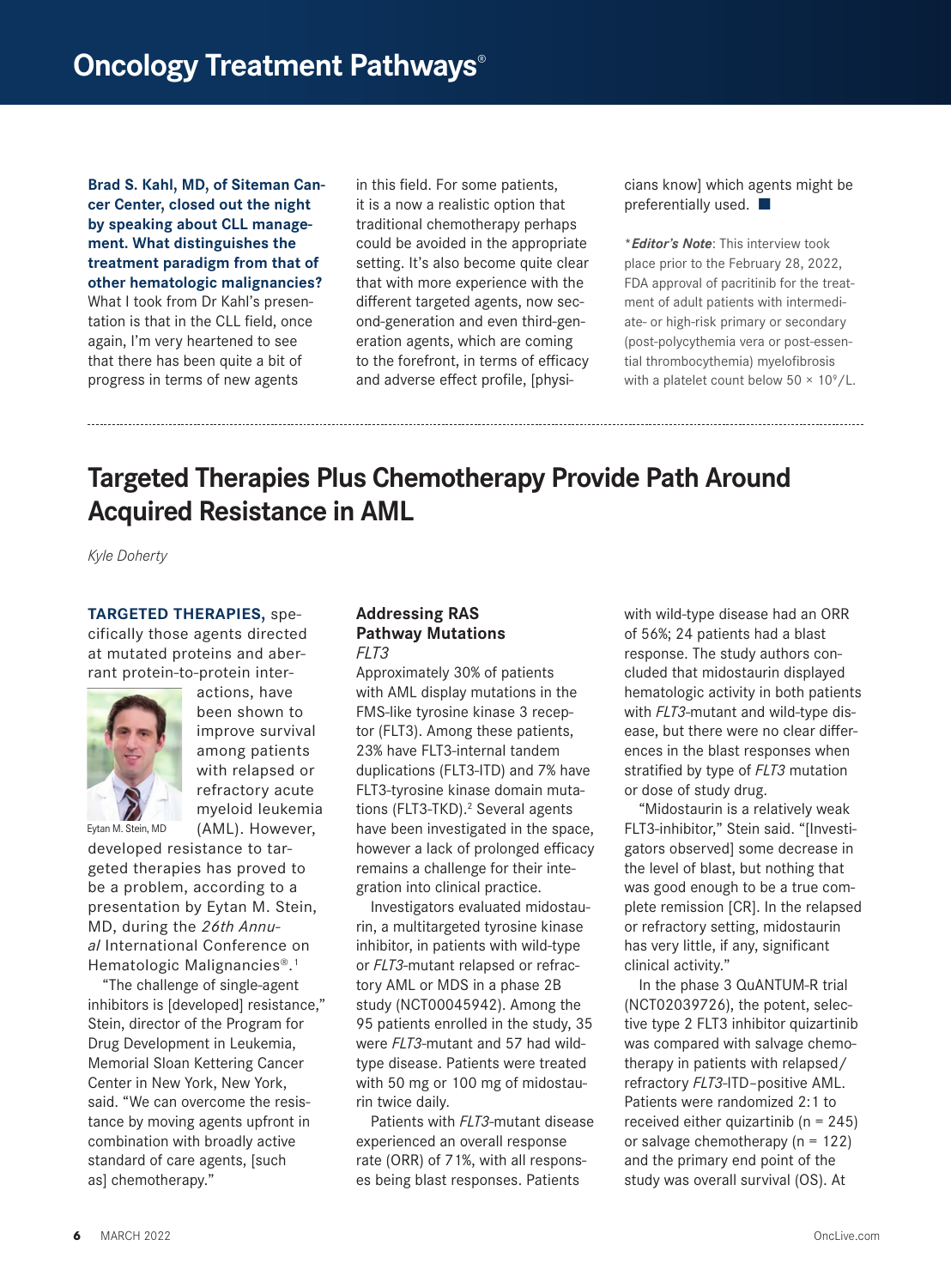**Brad S. Kahl, MD, of Siteman Cancer Center, closed out the night by speaking about CLL management. What distinguishes the treatment paradigm from that of other hematologic malignancies?**
What I took from Dr Kahl's presentation is that in the CLL field, once again, I'm very heartened to see that there has been quite a bit of progress in terms of new agents in this field. For some patients, it is a now a realistic option that traditional chemotherapy perhaps could be avoided in the appropriate setting. It's also become quite clear that with more experience with the different targeted agents, now second-generation and even third-generation agents, which are coming to the forefront, in terms of efficacy and adverse effect profile, [physicians know] which agents might be preferentially used. ■

*\*Editor's Note*: This interview took place prior to the February 28, 2022, FDA approval of pacritinib for the treatment of adult patients with intermediate- or high-risk primary or secondary (post-polycythemia vera or post-essential thrombocythemia) myelofibrosis with a platelet count below 50 × $10^9$/L.

---

# Targeted Therapies Plus Chemotherapy Provide Path Around Acquired Resistance in AML

*Kyle Doherty*

**TARGETED THERAPIES,** specifically those agents directed at mutated proteins and aberrant protein-to-protein interactions, have been shown to improve survival among patients with relapsed or refractory acute myeloid leukemia (AML). However, developed resistance to targeted therapies has proved to be a problem, according to a presentation by Eytan M. Stein, MD, during the *26th Annual* International Conference on Hematologic Malignancies®.[1]

Eytan M. Stein, MD

"The challenge of single-agent inhibitors is [developed] resistance," Stein, director of the Program for Drug Development in Leukemia, Memorial Sloan Kettering Cancer Center in New York, New York, said. "We can overcome the resistance by moving agents upfront in combination with broadly active standard of care agents, [such as] chemotherapy."

## Addressing RAS Pathway Mutations

### *FLT3*

Approximately 30% of patients with AML display mutations in the FMS-like tyrosine kinase 3 receptor (FLT3). Among these patients, 23% have FLT3-internal tandem duplications (FLT3-ITD) and 7% have FLT3-tyrosine kinase domain mutations (FLT3-TKD).[2] Several agents have been investigated in the space, however a lack of prolonged efficacy remains a challenge for their integration into clinical practice.

Investigators evaluated midostaurin, a multitargeted tyrosine kinase inhibitor, in patients with wild-type or *FLT3*-mutant relapsed or refractory AML or MDS in a phase 2B study (NCT00045942). Among the 95 patients enrolled in the study, 35 were *FLT3*-mutant and 57 had wild-type disease. Patients were treated with 50 mg or 100 mg of midostaurin twice daily.

Patients with *FLT3*-mutant disease experienced an overall response rate (ORR) of 71%, with all responses being blast responses. Patients with wild-type disease had an ORR of 56%; 24 patients had a blast response. The study authors concluded that midostaurin displayed hematologic activity in both patients with *FLT3*-mutant and wild-type disease, but there were no clear differences in the blast responses when stratified by type of *FLT3* mutation or dose of study drug.

"Midostaurin is a relatively weak FLT3-inhibitor," Stein said. "[Investigators observed] some decrease in the level of blast, but nothing that was good enough to be a true complete remission [CR]. In the relapsed or refractory setting, midostaurin has very little, if any, significant clinical activity."

In the phase 3 QuANTUM-R trial (NCT02039726), the potent, selective type 2 FLT3 inhibitor quizartinib was compared with salvage chemotherapy in patients with relapsed/refractory *FLT3*-ITD–positive AML. Patients were randomized 2:1 to received either quizartinib (n = 245) or salvage chemotherapy (n = 122) and the primary end point of the study was overall survival (OS). At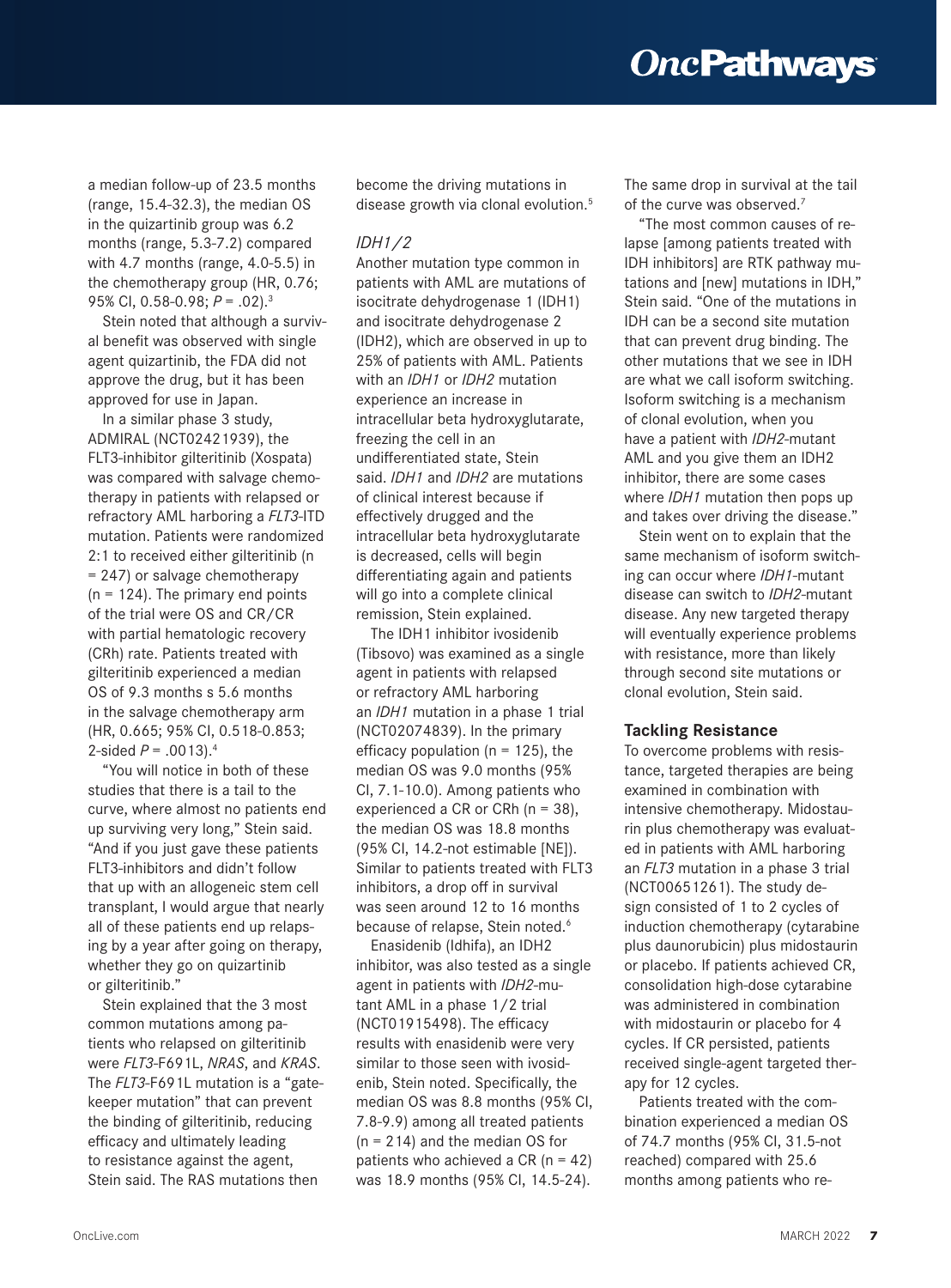a median follow-up of 23.5 months (range, 15.4-32.3), the median OS in the quizartinib group was 6.2 months (range, 5.3-7.2) compared with 4.7 months (range, 4.0-5.5) in the chemotherapy group (HR, 0.76; 95% CI, 0.58-0.98; $P = .02$).[3]

Stein noted that although a survival benefit was observed with single agent quizartinib, the FDA did not approve the drug, but it has been approved for use in Japan.

In a similar phase 3 study, ADMIRAL (NCT02421939), the FLT3-inhibitor gilteritinib (Xospata) was compared with salvage chemotherapy in patients with relapsed or refractory AML harboring a *FLT3*-ITD mutation. Patients were randomized 2:1 to received either gilteritinib (n = 247) or salvage chemotherapy (n = 124). The primary end points of the trial were OS and CR/CR with partial hematologic recovery (CRh) rate. Patients treated with gilteritinib experienced a median OS of 9.3 months s 5.6 months in the salvage chemotherapy arm (HR, 0.665; 95% CI, 0.518-0.853; 2-sided $P = .0013$).[4]

"You will notice in both of these studies that there is a tail to the curve, where almost no patients end up surviving very long," Stein said. "And if you just gave these patients FLT3-inhibitors and didn't follow that up with an allogeneic stem cell transplant, I would argue that nearly all of these patients end up relapsing by a year after going on therapy, whether they go on quizartinib or gilteritinib."

Stein explained that the 3 most common mutations among patients who relapsed on gilteritinib were *FLT3*-F691L, *NRAS*, and *KRAS*. The *FLT3*-F691L mutation is a "gatekeeper mutation" that can prevent the binding of gilteritinib, reducing efficacy and ultimately leading to resistance against the agent, Stein said. The RAS mutations then become the driving mutations in disease growth via clonal evolution.[5]

### *IDH1/2*

Another mutation type common in patients with AML are mutations of isocitrate dehydrogenase 1 (IDH1) and isocitrate dehydrogenase 2 (IDH2), which are observed in up to 25% of patients with AML. Patients with an *IDH1* or *IDH2* mutation experience an increase in intracellular beta hydroxyglutarate, freezing the cell in an undifferentiated state, Stein said. *IDH1* and *IDH2* are mutations of clinical interest because if effectively drugged and the intracellular beta hydroxyglutarate is decreased, cells will begin differentiating again and patients will go into a complete clinical remission, Stein explained.

The IDH1 inhibitor ivosidenib (Tibsovo) was examined as a single agent in patients with relapsed or refractory AML harboring an *IDH1* mutation in a phase 1 trial (NCT02074839). In the primary efficacy population (n = 125), the median OS was 9.0 months (95% CI, 7.1-10.0). Among patients who experienced a CR or CRh (n = 38), the median OS was 18.8 months (95% CI, 14.2-not estimable [NE]). Similar to patients treated with FLT3 inhibitors, a drop off in survival was seen around 12 to 16 months because of relapse, Stein noted.[6]

Enasidenib (Idhifa), an IDH2 inhibitor, was also tested as a single agent in patients with *IDH2*-mutant AML in a phase 1/2 trial (NCT01915498). The efficacy results with enasidenib were very similar to those seen with ivosidenib, Stein noted. Specifically, the median OS was 8.8 months (95% CI, 7.8-9.9) among all treated patients (n = 214) and the median OS for patients who achieved a CR (n = 42) was 18.9 months (95% CI, 14.5-24). The same drop in survival at the tail of the curve was observed.[7]

"The most common causes of relapse [among patients treated with IDH inhibitors] are RTK pathway mutations and [new] mutations in IDH," Stein said. "One of the mutations in IDH can be a second site mutation that can prevent drug binding. The other mutations that we see in IDH are what we call isoform switching. Isoform switching is a mechanism of clonal evolution, when you have a patient with *IDH2*-mutant AML and you give them an IDH2 inhibitor, there are some cases where *IDH1* mutation then pops up and takes over driving the disease."

Stein went on to explain that the same mechanism of isoform switching can occur where *IDH1*-mutant disease can switch to *IDH2*-mutant disease. Any new targeted therapy will eventually experience problems with resistance, more than likely through second site mutations or clonal evolution, Stein said.

### Tackling Resistance

To overcome problems with resistance, targeted therapies are being examined in combination with intensive chemotherapy. Midostaurin plus chemotherapy was evaluated in patients with AML harboring an *FLT3* mutation in a phase 3 trial (NCT00651261). The study design consisted of 1 to 2 cycles of induction chemotherapy (cytarabine plus daunorubicin) plus midostaurin or placebo. If patients achieved CR, consolidation high-dose cytarabine was administered in combination with midostaurin or placebo for 4 cycles. If CR persisted, patients received single-agent targeted therapy for 12 cycles.

Patients treated with the combination experienced a median OS of 74.7 months (95% CI, 31.5-not reached) compared with 25.6 months among patients who re-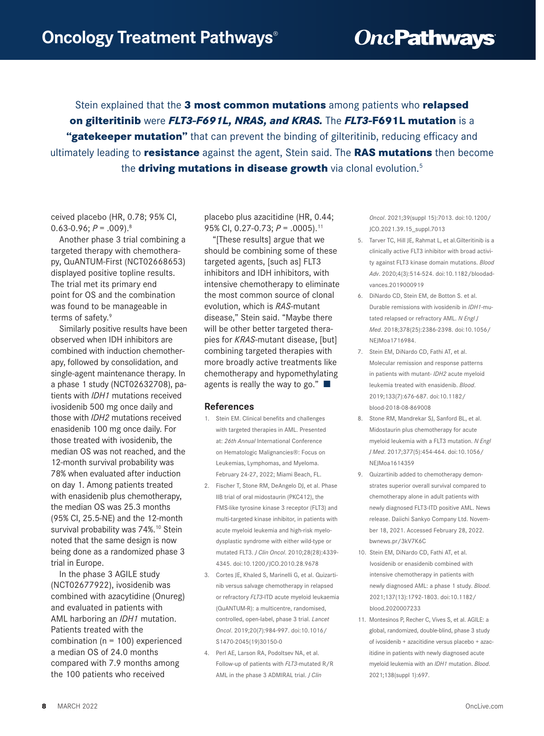Stein explained that the **3 most common mutations** among patients who **relapsed on gilteritinib** were ***FLT3-F691L, NRAS, and KRAS.*** The ***FLT3*-F691L mutation** is a **"gatekeeper mutation"** that can prevent the binding of gilteritinib, reducing efficacy and ultimately leading to **resistance** against the agent, Stein said. The **RAS mutations** then become the **driving mutations in disease growth** via clonal evolution.[5]

ceived placebo (HR, 0.78; 95% CI, 0.63-0.96; *P* = .009).[8]

Another phase 3 trial combining a targeted therapy with chemotherapy, QuANTUM-First (NCT02668653) displayed positive topline results. The trial met its primary end point for OS and the combination was found to be manageable in terms of safety.[9]

Similarly positive results have been observed when IDH inhibitors are combined with induction chemotherapy, followed by consolidation, and single-agent maintenance therapy. In a phase 1 study (NCT02632708), patients with *IDH1* mutations received ivosidenib 500 mg once daily and those with *IDH2* mutations received enasidenib 100 mg once daily. For those treated with ivosidenib, the median OS was not reached, and the 12-month survival probability was 78% when evaluated after induction on day 1. Among patients treated with enasidenib plus chemotherapy, the median OS was 25.3 months (95% CI, 25.5-NE) and the 12-month survival probability was 74%.[10] Stein noted that the same design is now being done as a randomized phase 3 trial in Europe.

In the phase 3 AGILE study (NCT02677922), ivosidenib was combined with azacytidine (Onureg) and evaluated in patients with AML harboring an *IDH1* mutation. Patients treated with the combination (n = 100) experienced a median OS of 24.0 months compared with 7.9 months among the 100 patients who received placebo plus azacitidine (HR, 0.44; 95% CI, 0.27-0.73; *P* = .0005).[11]

"[These results] argue that we should be combining some of these targeted agents, [such as] FLT3 inhibitors and IDH inhibitors, with intensive chemotherapy to eliminate the most common source of clonal evolution, which is *RAS*-mutant disease," Stein said. "Maybe there will be other better targeted therapies for *KRAS*-mutant disease, [but] combining targeted therapies with more broadly active treatments like chemotherapy and hypomethylating agents is really the way to go." ■

## References

1. Stein EM. Clinical benefits and challenges with targeted therapies in AML. Presented at: *26th Annual* International Conference on Hematologic Malignancies®: Focus on Leukemias, Lymphomas, and Myeloma. February 24-27, 2022; Miami Beach, FL.
2. Fischer T, Stone RM, DeAngelo DJ, et al. Phase IIB trial of oral midostaurin (PKC412), the FMS-like tyrosine kinase 3 receptor (FLT3) and multi-targeted kinase inhibitor, in patients with acute myeloid leukemia and high-risk myelodysplastic syndrome with either wild-type or mutated FLT3. *J Clin Oncol*. 2010;28(28):4339-4345. doi:10.1200/JCO.2010.28.9678
3. Cortes JE, Khaled S, Marinelli G, et al. Quizartinib versus salvage chemotherapy in relapsed or refractory *FLT3*-ITD acute myeloid leukaemia (QuANTUM-R): a multicentre, randomised, controlled, open-label, phase 3 trial. *Lancet Oncol*. 2019;20(7):984-997. doi:10.1016/S1470-2045(19)30150-0
4. Perl AE, Larson RA, Podoltsev NA, et al. Follow-up of patients with *FLT3*-mutated R/R AML in the phase 3 ADMIRAL trial. *J Clin Oncol*. 2021;39(suppl 15):7013. doi:10.1200/JCO.2021.39.15_suppl.7013
5. Tarver TC, Hill JE, Rahmat L, et al.Gilteritinib is a clinically active FLT3 inhibitor with broad activity against FLT3 kinase domain mutations. *Blood Adv*. 2020;4(3):514-524. doi:10.1182/bloodadvances.2019000919
6. DiNardo CD, Stein EM, de Botton S. et al. Durable remissions with ivosidenib in *IDH1*-mutated relapsed or refractory AML. *N Engl J Med*. 2018;378(25):2386-2398. doi:10.1056/NEJMoa1716984.
7. Stein EM, DiNardo CD, Fathi AT, et al. Molecular remission and response patterns in patients with mutant- *IDH2* acute myeloid leukemia treated with enasidenib. *Blood*. 2019;133(7):676-687. doi:10.1182/blood-2018-08-869008
8. Stone RM, Mandrekar SJ, Sanford BL, et al. Midostaurin plus chemotherapy for acute myeloid leukemia with a FLT3 mutation. *N Engl J Med*. 2017;377(5):454-464. doi:10.1056/NEJMoa1614359
9. Quizartinib added to chemotherapy demonstrates superior overall survival compared to chemotherapy alone in adult patients with newly diagnosed FLT3-ITD positive AML. News release. Daiichi Sankyo Company Ltd. November 18, 2021. Accessed February 28, 2022. bwnews.pr/3kV7K6C
10. Stein EM, DiNardo CD, Fathi AT, et al. Ivosidenib or enasidenib combined with intensive chemotherapy in patients with newly diagnosed AML: a phase 1 study. *Blood*. 2021;137(13):1792-1803. doi:10.1182/blood.2020007233
11. Montesinos P, Recher C, Vives S, et al. AGILE: a global, randomized, double-blind, phase 3 study of ivosidenib + azacitidine versus placebo + azacitidine in patients with newly diagnosed acute myeloid leukemia with an *IDH1* mutation. *Blood*. 2021;138(suppl 1):697.